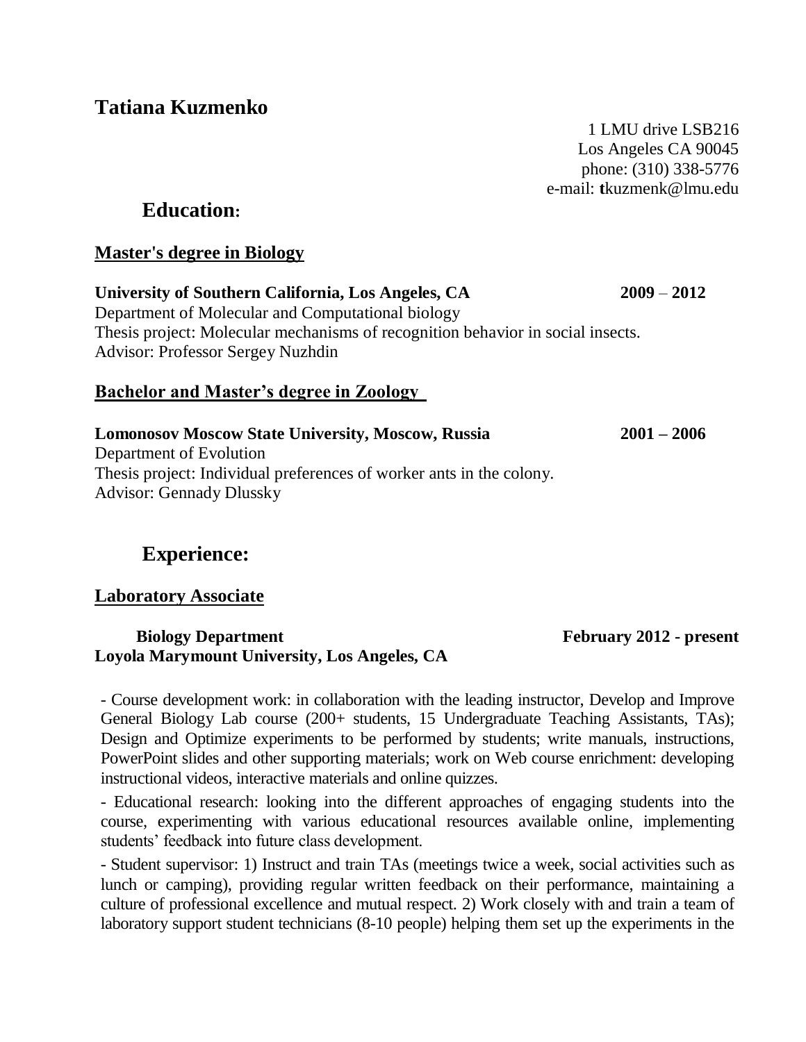# Tatiana Kuzmenko

1 LMU drive LSB216
Los Angeles CA 90045
phone: (310) 338-5776
e-mail: **t**kuzmenk@lmu.edu

## Education:

### Master's degree in Biology

**University of Southern California, Los Angeles, CA** **2009 – 2012**
Department of Molecular and Computational biology
Thesis project: Molecular mechanisms of recognition behavior in social insects.
Advisor: Professor Sergey Nuzhdin

### Bachelor and Master's degree in Zoology

**Lomonosov Moscow State University, Moscow, Russia** **2001 – 2006**
Department of Evolution
Thesis project: Individual preferences of worker ants in the colony.
Advisor: Gennady Dlussky

## Experience:

### Laboratory Associate

**Biology Department** **February 2012 - present**
**Loyola Marymount University, Los Angeles, CA**

- Course development work: in collaboration with the leading instructor, Develop and Improve General Biology Lab course (200+ students, 15 Undergraduate Teaching Assistants, TAs); Design and Optimize experiments to be performed by students; write manuals, instructions, PowerPoint slides and other supporting materials; work on Web course enrichment: developing instructional videos, interactive materials and online quizzes.

- Educational research: looking into the different approaches of engaging students into the course, experimenting with various educational resources available online, implementing students' feedback into future class development.

- Student supervisor: 1) Instruct and train TAs (meetings twice a week, social activities such as lunch or camping), providing regular written feedback on their performance, maintaining a culture of professional excellence and mutual respect. 2) Work closely with and train a team of laboratory support student technicians (8-10 people) helping them set up the experiments in the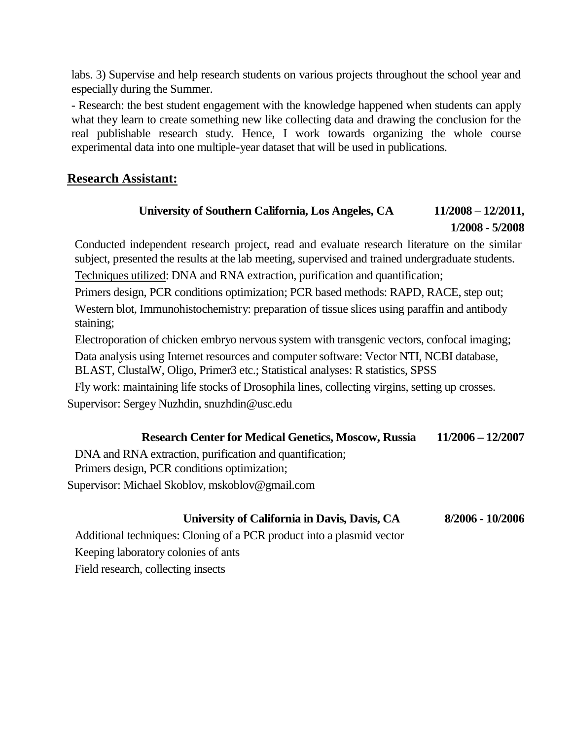labs. 3) Supervise and help research students on various projects throughout the school year and especially during the Summer.

- Research: the best student engagement with the knowledge happened when students can apply what they learn to create something new like collecting data and drawing the conclusion for the real publishable research study. Hence, I work towards organizing the whole course experimental data into one multiple-year dataset that will be used in publications.

## Research Assistant:

**University of Southern California, Los Angeles, CA** **11/2008 – 12/2011, 1/2008 - 5/2008**

Conducted independent research project, read and evaluate research literature on the similar subject, presented the results at the lab meeting, supervised and trained undergraduate students.

Techniques utilized: DNA and RNA extraction, purification and quantification;

Primers design, PCR conditions optimization; PCR based methods: RAPD, RACE, step out;

Western blot, Immunohistochemistry: preparation of tissue slices using paraffin and antibody staining;

Electroporation of chicken embryo nervous system with transgenic vectors, confocal imaging;

Data analysis using Internet resources and computer software: Vector NTI, NCBI database, BLAST, ClustalW, Oligo, Primer3 etc.; Statistical analyses: R statistics, SPSS

Fly work: maintaining life stocks of Drosophila lines, collecting virgins, setting up crosses.

Supervisor: Sergey Nuzhdin, snuzhdin@usc.edu

**Research Center for Medical Genetics, Moscow, Russia** **11/2006 – 12/2007**

DNA and RNA extraction, purification and quantification;

Primers design, PCR conditions optimization;

Supervisor: Michael Skoblov, mskoblov@gmail.com

**University of California in Davis, Davis, CA** **8/2006 - 10/2006**

Additional techniques: Cloning of a PCR product into a plasmid vector

Keeping laboratory colonies of ants

Field research, collecting insects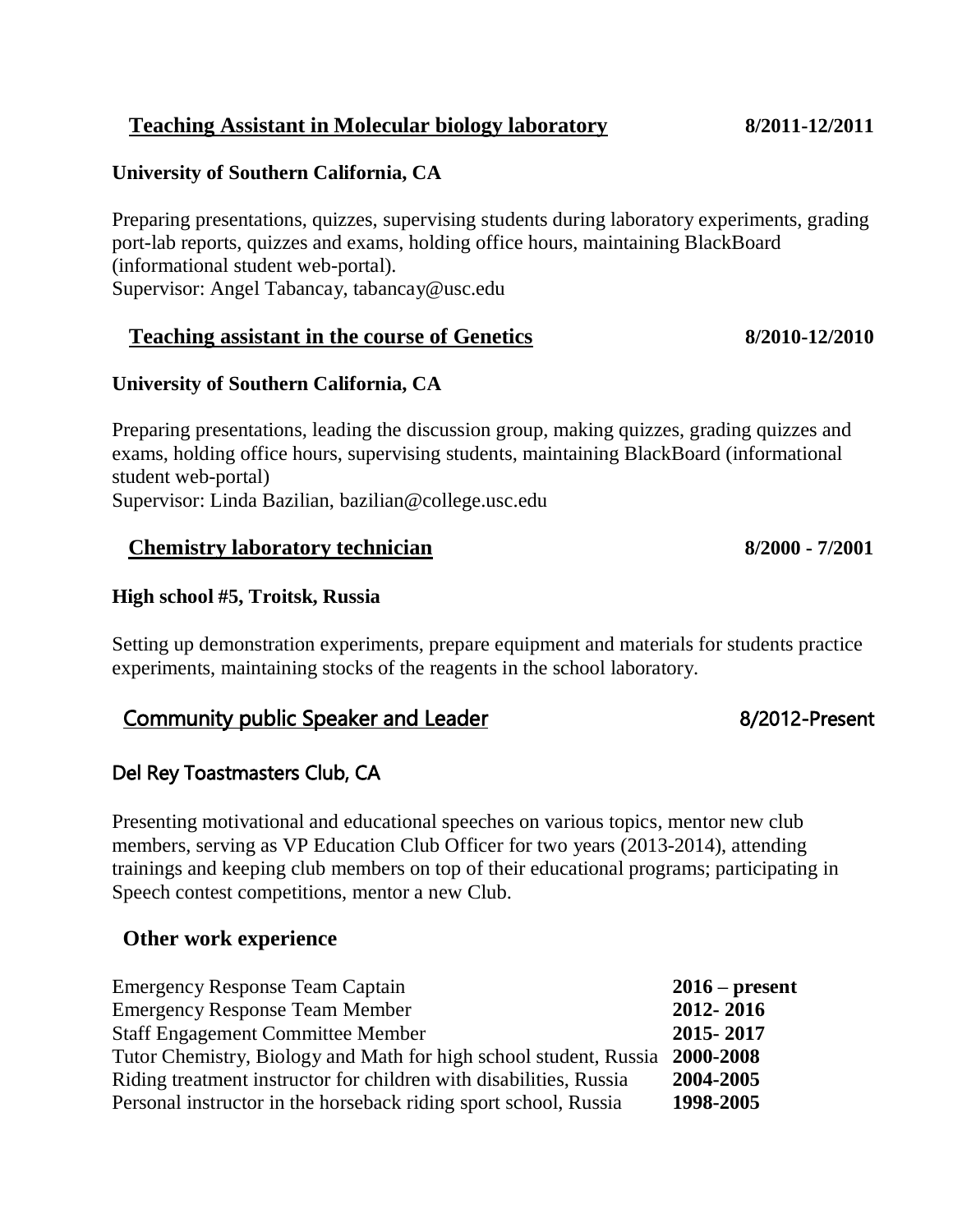### Teaching Assistant in Molecular biology laboratory — 8/2011-12/2011

**University of Southern California, CA**

Preparing presentations, quizzes, supervising students during laboratory experiments, grading port-lab reports, quizzes and exams, holding office hours, maintaining BlackBoard (informational student web-portal).
Supervisor: Angel Tabancay, tabancay@usc.edu

### Teaching assistant in the course of Genetics — 8/2010-12/2010

**University of Southern California, CA**

Preparing presentations, leading the discussion group, making quizzes, grading quizzes and exams, holding office hours, supervising students, maintaining BlackBoard (informational student web-portal)
Supervisor: Linda Bazilian, bazilian@college.usc.edu

### Chemistry laboratory technician — 8/2000 - 7/2001

**High school #5, Troitsk, Russia**

Setting up demonstration experiments, prepare equipment and materials for students practice experiments, maintaining stocks of the reagents in the school laboratory.

### Community public Speaker and Leader — 8/2012-Present

**Del Rey Toastmasters Club, CA**

Presenting motivational and educational speeches on various topics, mentor new club members, serving as VP Education Club Officer for two years (2013-2014), attending trainings and keeping club members on top of their educational programs; participating in Speech contest competitions, mentor a new Club.

### Other work experience

| | |
|---|---|
| Emergency Response Team Captain | **2016 – present** |
| Emergency Response Team Member | **2012- 2016** |
| Staff Engagement Committee Member | **2015- 2017** |
| Tutor Chemistry, Biology and Math for high school student, Russia | **2000-2008** |
| Riding treatment instructor for children with disabilities, Russia | **2004-2005** |
| Personal instructor in the horseback riding sport school, Russia | **1998-2005** |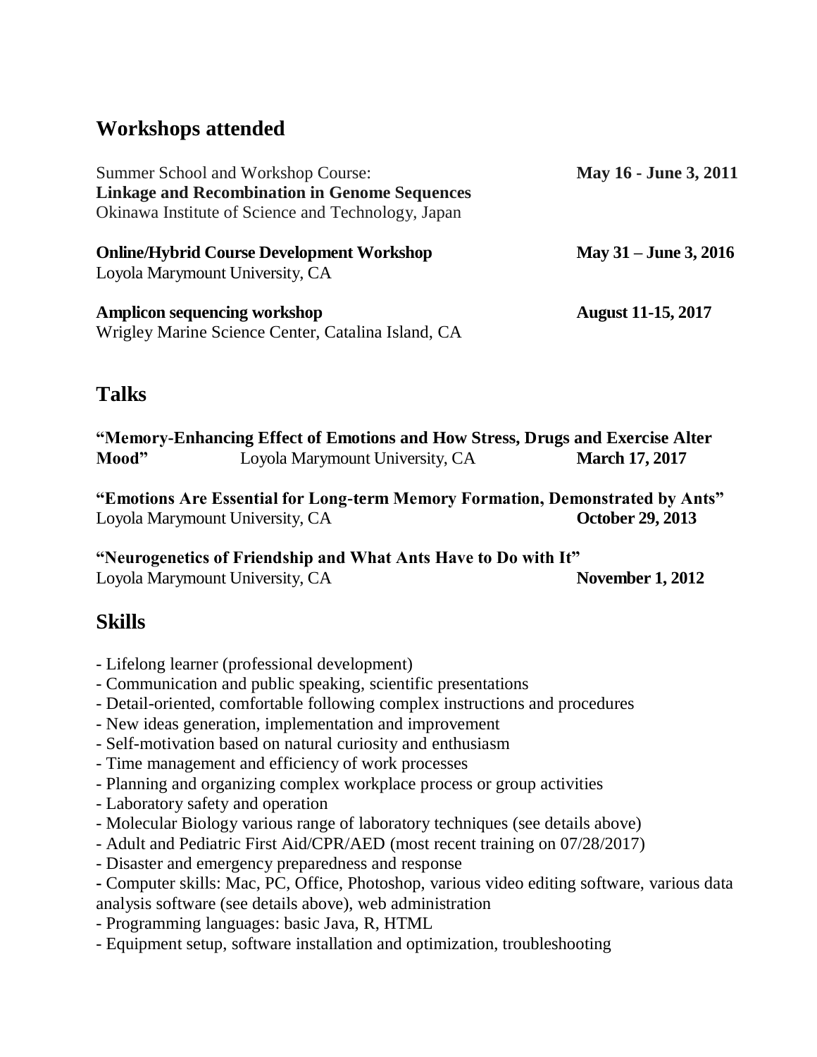## Workshops attended

Summer School and Workshop Course: **May 16 - June 3, 2011**
**Linkage and Recombination in Genome Sequences**
Okinawa Institute of Science and Technology, Japan

**Online/Hybrid Course Development Workshop** **May 31 – June 3, 2016**
Loyola Marymount University, CA

**Amplicon sequencing workshop** **August 11-15, 2017**
Wrigley Marine Science Center, Catalina Island, CA

## Talks

**"Memory-Enhancing Effect of Emotions and How Stress, Drugs and Exercise Alter Mood"** Loyola Marymount University, CA **March 17, 2017**

**"Emotions Are Essential for Long-term Memory Formation, Demonstrated by Ants"**
Loyola Marymount University, CA **October 29, 2013**

**"Neurogenetics of Friendship and What Ants Have to Do with It"**
Loyola Marymount University, CA **November 1, 2012**

## Skills

- Lifelong learner (professional development)
- Communication and public speaking, scientific presentations
- Detail-oriented, comfortable following complex instructions and procedures
- New ideas generation, implementation and improvement
- Self-motivation based on natural curiosity and enthusiasm
- Time management and efficiency of work processes
- Planning and organizing complex workplace process or group activities
- Laboratory safety and operation
- Molecular Biology various range of laboratory techniques (see details above)
- Adult and Pediatric First Aid/CPR/AED (most recent training on 07/28/2017)
- Disaster and emergency preparedness and response
- Computer skills: Mac, PC, Office, Photoshop, various video editing software, various data analysis software (see details above), web administration
- Programming languages: basic Java, R, HTML
- Equipment setup, software installation and optimization, troubleshooting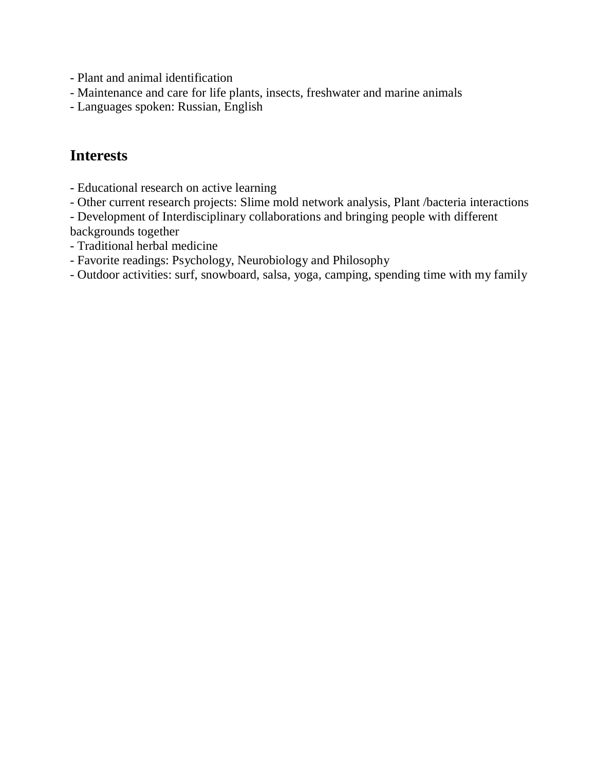- Plant and animal identification
- Maintenance and care for life plants, insects, freshwater and marine animals
- Languages spoken: Russian, English

## Interests

- Educational research on active learning
- Other current research projects: Slime mold network analysis, Plant /bacteria interactions
- Development of Interdisciplinary collaborations and bringing people with different backgrounds together
- Traditional herbal medicine
- Favorite readings: Psychology, Neurobiology and Philosophy
- Outdoor activities: surf, snowboard, salsa, yoga, camping, spending time with my family